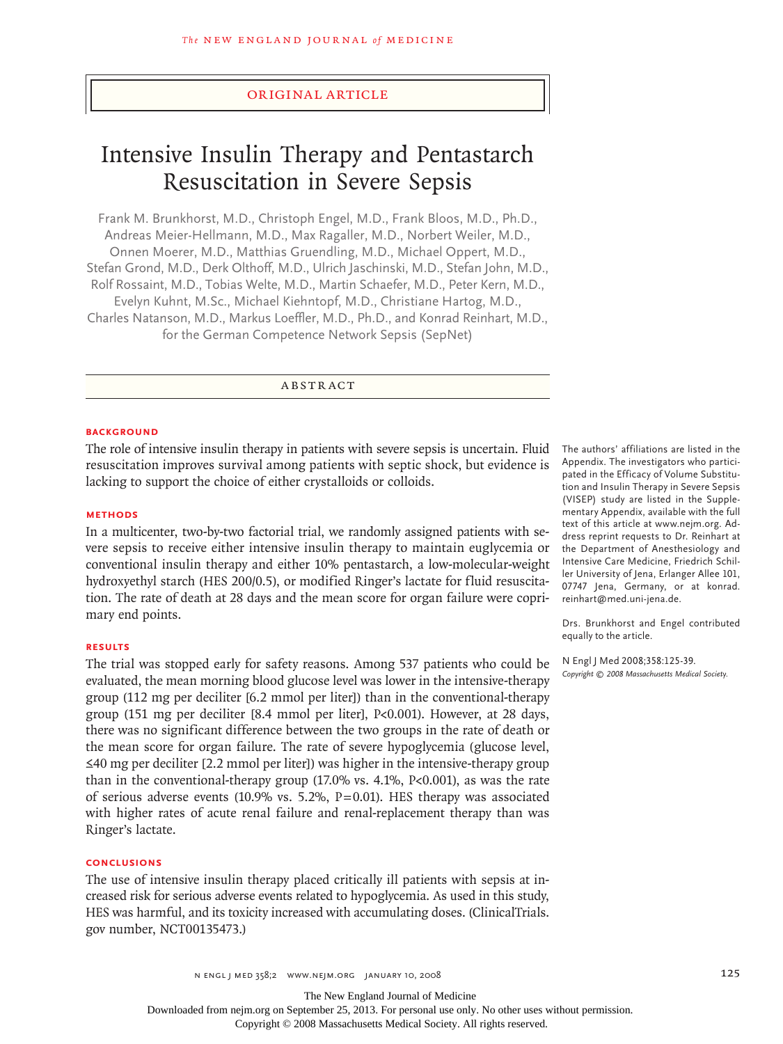ORIGINAL ARTICLE

# Intensive Insulin Therapy and Pentastarch Resuscitation in Severe Sepsis

Frank M. Brunkhorst, M.D., Christoph Engel, M.D., Frank Bloos, M.D., Ph.D., Andreas Meier-Hellmann, M.D., Max Ragaller, M.D., Norbert Weiler, M.D., Onnen Moerer, M.D., Matthias Gruendling, M.D., Michael Oppert, M.D., Stefan Grond, M.D., Derk Olthoff, M.D., Ulrich Jaschinski, M.D., Stefan John, M.D., Rolf Rossaint, M.D., Tobias Welte, M.D., Martin Schaefer, M.D., Peter Kern, M.D., Evelyn Kuhnt, M.Sc., Michael Kiehntopf, M.D., Christiane Hartog, M.D., Charles Natanson, M.D., Markus Loeffler, M.D., Ph.D., and Konrad Reinhart, M.D., for the German Competence Network Sepsis (SepNet)

## ABSTRACT

### BACKGROUND

The role of intensive insulin therapy in patients with severe sepsis is uncertain. Fluid resuscitation improves survival among patients with septic shock, but evidence is lacking to support the choice of either crystalloids or colloids.

### METHODS

In a multicenter, two-by-two factorial trial, we randomly assigned patients with severe sepsis to receive either intensive insulin therapy to maintain euglycemia or conventional insulin therapy and either 10% pentastarch, a low-molecular-weight hydroxyethyl starch (HES 200/0.5), or modified Ringer's lactate for fluid resuscitation. The rate of death at 28 days and the mean score for organ failure were coprimary end points.

### RESULTS

The trial was stopped early for safety reasons. Among 537 patients who could be evaluated, the mean morning blood glucose level was lower in the intensive-therapy group (112 mg per deciliter [6.2 mmol per liter]) than in the conventional-therapy group (151 mg per deciliter [8.4 mmol per liter], P<0.001). However, at 28 days, there was no significant difference between the two groups in the rate of death or the mean score for organ failure. The rate of severe hypoglycemia (glucose level, ≤40 mg per deciliter [2.2 mmol per liter]) was higher in the intensive-therapy group than in the conventional-therapy group (17.0% vs. 4.1%, P<0.001), as was the rate of serious adverse events (10.9% vs. 5.2%, P=0.01). HES therapy was associated with higher rates of acute renal failure and renal-replacement therapy than was Ringer's lactate.

### CONCLUSIONS

The use of intensive insulin therapy placed critically ill patients with sepsis at increased risk for serious adverse events related to hypoglycemia. As used in this study, HES was harmful, and its toxicity increased with accumulating doses. (ClinicalTrials.gov number, NCT00135473.)

The authors' affiliations are listed in the Appendix. The investigators who participated in the Efficacy of Volume Substitution and Insulin Therapy in Severe Sepsis (VISEP) study are listed in the Supplementary Appendix, available with the full text of this article at www.nejm.org. Address reprint requests to Dr. Reinhart at the Department of Anesthesiology and Intensive Care Medicine, Friedrich Schiller University of Jena, Erlanger Allee 101, 07747 Jena, Germany, or at konrad.reinhart@med.uni-jena.de.

Drs. Brunkhorst and Engel contributed equally to the article.

N Engl J Med 2008;358:125-39.
*Copyright © 2008 Massachusetts Medical Society.*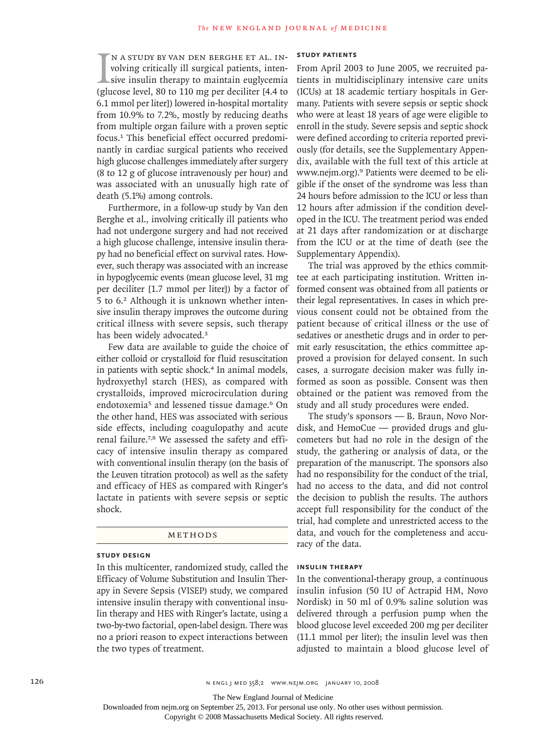In a study by Van den Berghe et al. involving critically ill surgical patients, intensive insulin therapy to maintain euglycemia (glucose level, 80 to 110 mg per deciliter [4.4 to 6.1 mmol per liter]) lowered in-hospital mortality from 10.9% to 7.2%, mostly by reducing deaths from multiple organ failure with a proven septic focus.[1] This beneficial effect occurred predominantly in cardiac surgical patients who received high glucose challenges immediately after surgery (8 to 12 g of glucose intravenously per hour) and was associated with an unusually high rate of death (5.1%) among controls.

Furthermore, in a follow-up study by Van den Berghe et al., involving critically ill patients who had not undergone surgery and had not received a high glucose challenge, intensive insulin therapy had no beneficial effect on survival rates. However, such therapy was associated with an increase in hypoglycemic events (mean glucose level, 31 mg per deciliter [1.7 mmol per liter]) by a factor of 5 to 6.[2] Although it is unknown whether intensive insulin therapy improves the outcome during critical illness with severe sepsis, such therapy has been widely advocated.[3]

Few data are available to guide the choice of either colloid or crystalloid for fluid resuscitation in patients with septic shock.[4] In animal models, hydroxyethyl starch (HES), as compared with crystalloids, improved microcirculation during endotoxemia[5] and lessened tissue damage.[6] On the other hand, HES was associated with serious side effects, including coagulopathy and acute renal failure.[7,8] We assessed the safety and efficacy of intensive insulin therapy as compared with conventional insulin therapy (on the basis of the Leuven titration protocol) as well as the safety and efficacy of HES as compared with Ringer's lactate in patients with severe sepsis or septic shock.

## Methods

### Study Design

In this multicenter, randomized study, called the Efficacy of Volume Substitution and Insulin Therapy in Severe Sepsis (VISEP) study, we compared intensive insulin therapy with conventional insulin therapy and HES with Ringer's lactate, using a two-by-two factorial, open-label design. There was no a priori reason to expect interactions between the two types of treatment.

### Study Patients

From April 2003 to June 2005, we recruited patients in multidisciplinary intensive care units (ICUs) at 18 academic tertiary hospitals in Germany. Patients with severe sepsis or septic shock who were at least 18 years of age were eligible to enroll in the study. Severe sepsis and septic shock were defined according to criteria reported previously (for details, see the Supplementary Appendix, available with the full text of this article at www.nejm.org).[9] Patients were deemed to be eligible if the onset of the syndrome was less than 24 hours before admission to the ICU or less than 12 hours after admission if the condition developed in the ICU. The treatment period was ended at 21 days after randomization or at discharge from the ICU or at the time of death (see the Supplementary Appendix).

The trial was approved by the ethics committee at each participating institution. Written informed consent was obtained from all patients or their legal representatives. In cases in which previous consent could not be obtained from the patient because of critical illness or the use of sedatives or anesthetic drugs and in order to permit early resuscitation, the ethics committee approved a provision for delayed consent. In such cases, a surrogate decision maker was fully informed as soon as possible. Consent was then obtained or the patient was removed from the study and all study procedures were ended.

The study's sponsors — B. Braun, Novo Nordisk, and HemoCue — provided drugs and glucometers but had no role in the design of the study, the gathering or analysis of data, or the preparation of the manuscript. The sponsors also had no responsibility for the conduct of the trial, had no access to the data, and did not control the decision to publish the results. The authors accept full responsibility for the conduct of the trial, had complete and unrestricted access to the data, and vouch for the completeness and accuracy of the data.

### Insulin Therapy

In the conventional-therapy group, a continuous insulin infusion (50 IU of Actrapid HM, Novo Nordisk) in 50 ml of 0.9% saline solution was delivered through a perfusion pump when the blood glucose level exceeded 200 mg per deciliter (11.1 mmol per liter); the insulin level was then adjusted to maintain a blood glucose level of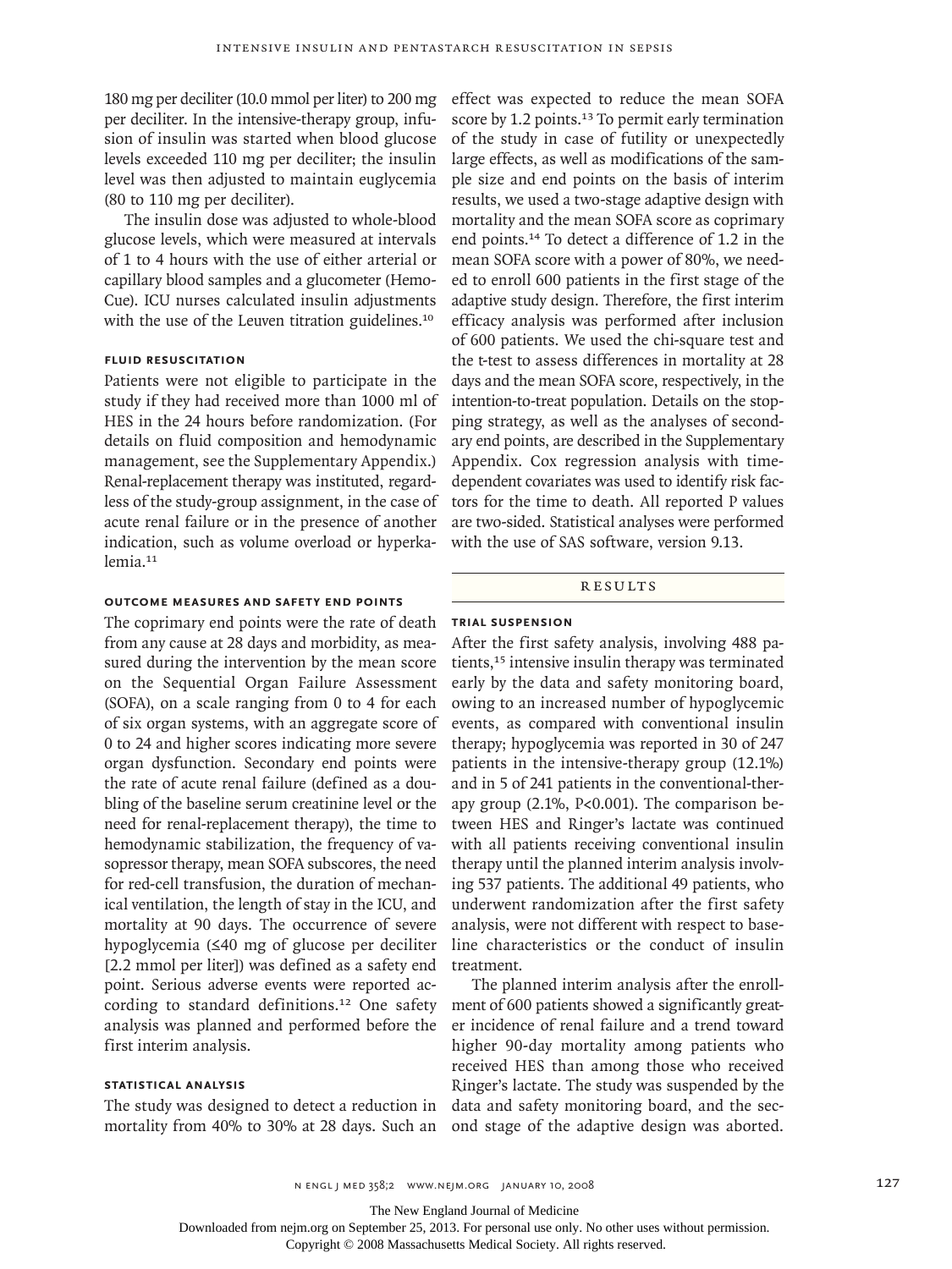180 mg per deciliter (10.0 mmol per liter) to 200 mg per deciliter. In the intensive-therapy group, infusion of insulin was started when blood glucose levels exceeded 110 mg per deciliter; the insulin level was then adjusted to maintain euglycemia (80 to 110 mg per deciliter).

The insulin dose was adjusted to whole-blood glucose levels, which were measured at intervals of 1 to 4 hours with the use of either arterial or capillary blood samples and a glucometer (HemoCue). ICU nurses calculated insulin adjustments with the use of the Leuven titration guidelines.[10]

#### FLUID RESUSCITATION

Patients were not eligible to participate in the study if they had received more than 1000 ml of HES in the 24 hours before randomization. (For details on fluid composition and hemodynamic management, see the Supplementary Appendix.) Renal-replacement therapy was instituted, regardless of the study-group assignment, in the case of acute renal failure or in the presence of another indication, such as volume overload or hyperkalemia.[11]

#### OUTCOME MEASURES AND SAFETY END POINTS

The coprimary end points were the rate of death from any cause at 28 days and morbidity, as measured during the intervention by the mean score on the Sequential Organ Failure Assessment (SOFA), on a scale ranging from 0 to 4 for each of six organ systems, with an aggregate score of 0 to 24 and higher scores indicating more severe organ dysfunction. Secondary end points were the rate of acute renal failure (defined as a doubling of the baseline serum creatinine level or the need for renal-replacement therapy), the time to hemodynamic stabilization, the frequency of vasopressor therapy, mean SOFA subscores, the need for red-cell transfusion, the duration of mechanical ventilation, the length of stay in the ICU, and mortality at 90 days. The occurrence of severe hypoglycemia (≤40 mg of glucose per deciliter [2.2 mmol per liter]) was defined as a safety end point. Serious adverse events were reported according to standard definitions.[12] One safety analysis was planned and performed before the first interim analysis.

#### STATISTICAL ANALYSIS

The study was designed to detect a reduction in mortality from 40% to 30% at 28 days. Such an effect was expected to reduce the mean SOFA score by 1.2 points.[13] To permit early termination of the study in case of futility or unexpectedly large effects, as well as modifications of the sample size and end points on the basis of interim results, we used a two-stage adaptive design with mortality and the mean SOFA score as coprimary end points.[14] To detect a difference of 1.2 in the mean SOFA score with a power of 80%, we needed to enroll 600 patients in the first stage of the adaptive study design. Therefore, the first interim efficacy analysis was performed after inclusion of 600 patients. We used the chi-square test and the t-test to assess differences in mortality at 28 days and the mean SOFA score, respectively, in the intention-to-treat population. Details on the stopping strategy, as well as the analyses of secondary end points, are described in the Supplementary Appendix. Cox regression analysis with time-dependent covariates was used to identify risk factors for the time to death. All reported P values are two-sided. Statistical analyses were performed with the use of SAS software, version 9.13.

## RESULTS

#### TRIAL SUSPENSION

After the first safety analysis, involving 488 patients,[15] intensive insulin therapy was terminated early by the data and safety monitoring board, owing to an increased number of hypoglycemic events, as compared with conventional insulin therapy; hypoglycemia was reported in 30 of 247 patients in the intensive-therapy group (12.1%) and in 5 of 241 patients in the conventional-therapy group (2.1%, $P<0.001$). The comparison between HES and Ringer's lactate was continued with all patients receiving conventional insulin therapy until the planned interim analysis involving 537 patients. The additional 49 patients, who underwent randomization after the first safety analysis, were not different with respect to baseline characteristics or the conduct of insulin treatment.

The planned interim analysis after the enrollment of 600 patients showed a significantly greater incidence of renal failure and a trend toward higher 90-day mortality among patients who received HES than among those who received Ringer's lactate. The study was suspended by the data and safety monitoring board, and the second stage of the adaptive design was aborted.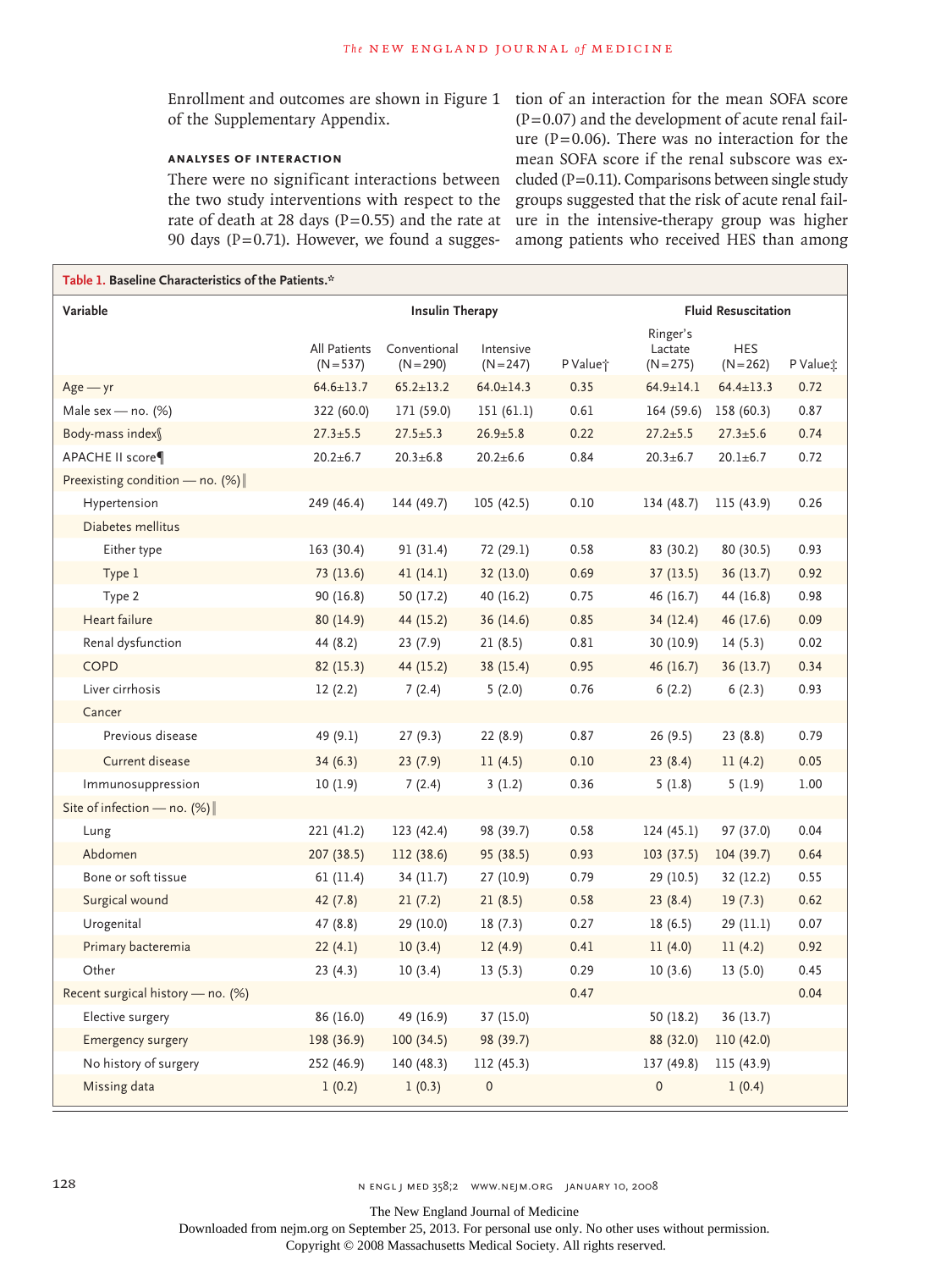Enrollment and outcomes are shown in Figure 1 of the Supplementary Appendix.

### ANALYSES OF INTERACTION

There were no significant interactions between the two study interventions with respect to the rate of death at 28 days (P=0.55) and the rate at 90 days (P=0.71). However, we found a suggestion of an interaction for the mean SOFA score (P=0.07) and the development of acute renal failure (P=0.06). There was no interaction for the mean SOFA score if the renal subscore was excluded (P=0.11). Comparisons between single study groups suggested that the risk of acute renal failure in the intensive-therapy group was higher among patients who received HES than among

**Table 1. Baseline Characteristics of the Patients.***

| Variable | | Insulin Therapy | | | Fluid Resuscitation | | |
|---|---|---|---|---|---|---|---|
| | All Patients (N=537) | Conventional (N=290) | Intensive (N=247) | P Value† | Ringer's Lactate (N=275) | HES (N=262) | P Value‡ |
| Age — yr | 64.6±13.7 | 65.2±13.2 | 64.0±14.3 | 0.35 | 64.9±14.1 | 64.4±13.3 | 0.72 |
| Male sex — no. (%) | 322 (60.0) | 171 (59.0) | 151 (61.1) | 0.61 | 164 (59.6) | 158 (60.3) | 0.87 |
| Body-mass index§ | 27.3±5.5 | 27.5±5.3 | 26.9±5.8 | 0.22 | 27.2±5.5 | 27.3±5.6 | 0.74 |
| APACHE II score¶ | 20.2±6.7 | 20.3±6.8 | 20.2±6.6 | 0.84 | 20.3±6.7 | 20.1±6.7 | 0.72 |
| Preexisting condition — no. (%)‖ | | | | | | | |
| Hypertension | 249 (46.4) | 144 (49.7) | 105 (42.5) | 0.10 | 134 (48.7) | 115 (43.9) | 0.26 |
| Diabetes mellitus | | | | | | | |
| Either type | 163 (30.4) | 91 (31.4) | 72 (29.1) | 0.58 | 83 (30.2) | 80 (30.5) | 0.93 |
| Type 1 | 73 (13.6) | 41 (14.1) | 32 (13.0) | 0.69 | 37 (13.5) | 36 (13.7) | 0.92 |
| Type 2 | 90 (16.8) | 50 (17.2) | 40 (16.2) | 0.75 | 46 (16.7) | 44 (16.8) | 0.98 |
| Heart failure | 80 (14.9) | 44 (15.2) | 36 (14.6) | 0.85 | 34 (12.4) | 46 (17.6) | 0.09 |
| Renal dysfunction | 44 (8.2) | 23 (7.9) | 21 (8.5) | 0.81 | 30 (10.9) | 14 (5.3) | 0.02 |
| COPD | 82 (15.3) | 44 (15.2) | 38 (15.4) | 0.95 | 46 (16.7) | 36 (13.7) | 0.34 |
| Liver cirrhosis | 12 (2.2) | 7 (2.4) | 5 (2.0) | 0.76 | 6 (2.2) | 6 (2.3) | 0.93 |
| Cancer | | | | | | | |
| Previous disease | 49 (9.1) | 27 (9.3) | 22 (8.9) | 0.87 | 26 (9.5) | 23 (8.8) | 0.79 |
| Current disease | 34 (6.3) | 23 (7.9) | 11 (4.5) | 0.10 | 23 (8.4) | 11 (4.2) | 0.05 |
| Immunosuppression | 10 (1.9) | 7 (2.4) | 3 (1.2) | 0.36 | 5 (1.8) | 5 (1.9) | 1.00 |
| Site of infection — no. (%)‖ | | | | | | | |
| Lung | 221 (41.2) | 123 (42.4) | 98 (39.7) | 0.58 | 124 (45.1) | 97 (37.0) | 0.04 |
| Abdomen | 207 (38.5) | 112 (38.6) | 95 (38.5) | 0.93 | 103 (37.5) | 104 (39.7) | 0.64 |
| Bone or soft tissue | 61 (11.4) | 34 (11.7) | 27 (10.9) | 0.79 | 29 (10.5) | 32 (12.2) | 0.55 |
| Surgical wound | 42 (7.8) | 21 (7.2) | 21 (8.5) | 0.58 | 23 (8.4) | 19 (7.3) | 0.62 |
| Urogenital | 47 (8.8) | 29 (10.0) | 18 (7.3) | 0.27 | 18 (6.5) | 29 (11.1) | 0.07 |
| Primary bacteremia | 22 (4.1) | 10 (3.4) | 12 (4.9) | 0.41 | 11 (4.0) | 11 (4.2) | 0.92 |
| Other | 23 (4.3) | 10 (3.4) | 13 (5.3) | 0.29 | 10 (3.6) | 13 (5.0) | 0.45 |
| Recent surgical history — no. (%) | | | | 0.47 | | | 0.04 |
| Elective surgery | 86 (16.0) | 49 (16.9) | 37 (15.0) | | 50 (18.2) | 36 (13.7) | |
| Emergency surgery | 198 (36.9) | 100 (34.5) | 98 (39.7) | | 88 (32.0) | 110 (42.0) | |
| No history of surgery | 252 (46.9) | 140 (48.3) | 112 (45.3) | | 137 (49.8) | 115 (43.9) | |
| Missing data | 1 (0.2) | 1 (0.3) | 0 | | 0 | 1 (0.4) | |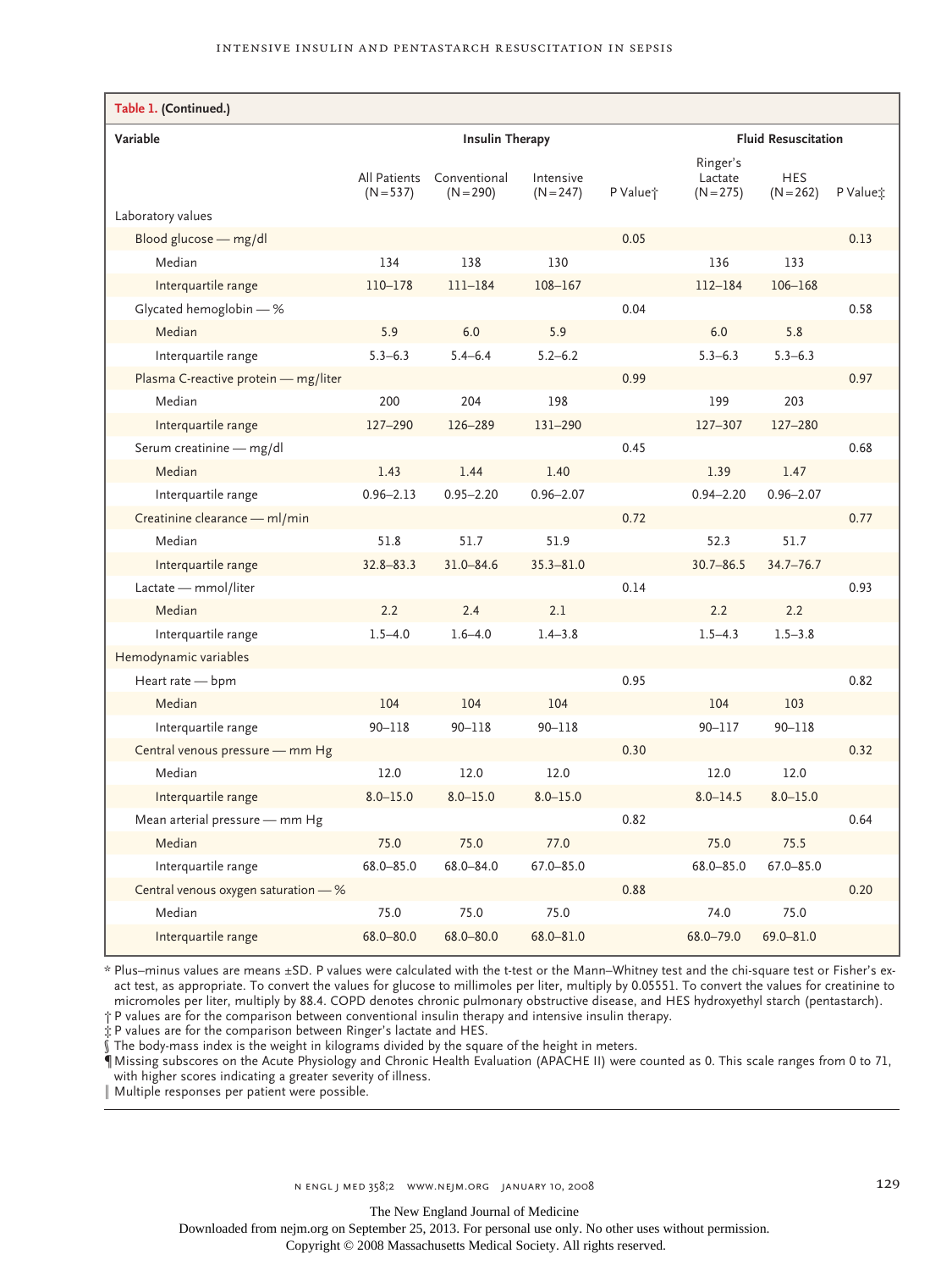**Table 1. (Continued.)**

| Variable | Insulin Therapy | | | | Fluid Resuscitation | | |
|---|---|---|---|---|---|---|---|
| | All Patients (N=537) | Conventional (N=290) | Intensive (N=247) | P Value† | Ringer's Lactate (N=275) | HES (N=262) | P Value‡ |
| Laboratory values | | | | | | | |
| Blood glucose — mg/dl | | | | 0.05 | | | 0.13 |
| Median | 134 | 138 | 130 | | 136 | 133 | |
| Interquartile range | 110–178 | 111–184 | 108–167 | | 112–184 | 106–168 | |
| Glycated hemoglobin — % | | | | 0.04 | | | 0.58 |
| Median | 5.9 | 6.0 | 5.9 | | 6.0 | 5.8 | |
| Interquartile range | 5.3–6.3 | 5.4–6.4 | 5.2–6.2 | | 5.3–6.3 | 5.3–6.3 | |
| Plasma C-reactive protein — mg/liter | | | | 0.99 | | | 0.97 |
| Median | 200 | 204 | 198 | | 199 | 203 | |
| Interquartile range | 127–290 | 126–289 | 131–290 | | 127–307 | 127–280 | |
| Serum creatinine — mg/dl | | | | 0.45 | | | 0.68 |
| Median | 1.43 | 1.44 | 1.40 | | 1.39 | 1.47 | |
| Interquartile range | 0.96–2.13 | 0.95–2.20 | 0.96–2.07 | | 0.94–2.20 | 0.96–2.07 | |
| Creatinine clearance — ml/min | | | | 0.72 | | | 0.77 |
| Median | 51.8 | 51.7 | 51.9 | | 52.3 | 51.7 | |
| Interquartile range | 32.8–83.3 | 31.0–84.6 | 35.3–81.0 | | 30.7–86.5 | 34.7–76.7 | |
| Lactate — mmol/liter | | | | 0.14 | | | 0.93 |
| Median | 2.2 | 2.4 | 2.1 | | 2.2 | 2.2 | |
| Interquartile range | 1.5–4.0 | 1.6–4.0 | 1.4–3.8 | | 1.5–4.3 | 1.5–3.8 | |
| Hemodynamic variables | | | | | | | |
| Heart rate — bpm | | | | 0.95 | | | 0.82 |
| Median | 104 | 104 | 104 | | 104 | 103 | |
| Interquartile range | 90–118 | 90–118 | 90–118 | | 90–117 | 90–118 | |
| Central venous pressure — mm Hg | | | | 0.30 | | | 0.32 |
| Median | 12.0 | 12.0 | 12.0 | | 12.0 | 12.0 | |
| Interquartile range | 8.0–15.0 | 8.0–15.0 | 8.0–15.0 | | 8.0–14.5 | 8.0–15.0 | |
| Mean arterial pressure — mm Hg | | | | 0.82 | | | 0.64 |
| Median | 75.0 | 75.0 | 77.0 | | 75.0 | 75.5 | |
| Interquartile range | 68.0–85.0 | 68.0–84.0 | 67.0–85.0 | | 68.0–85.0 | 67.0–85.0 | |
| Central venous oxygen saturation — % | | | | 0.88 | | | 0.20 |
| Median | 75.0 | 75.0 | 75.0 | | 74.0 | 75.0 | |
| Interquartile range | 68.0–80.0 | 68.0–80.0 | 68.0–81.0 | | 68.0–79.0 | 69.0–81.0 | |

\* Plus–minus values are means ±SD. P values were calculated with the t-test or the Mann–Whitney test and the chi-square test or Fisher's exact test, as appropriate. To convert the values for glucose to millimoles per liter, multiply by 0.05551. To convert the values for creatinine to micromoles per liter, multiply by 88.4. COPD denotes chronic pulmonary obstructive disease, and HES hydroxyethyl starch (pentastarch).

† P values are for the comparison between conventional insulin therapy and intensive insulin therapy.

‡ P values are for the comparison between Ringer's lactate and HES.

§ The body-mass index is the weight in kilograms divided by the square of the height in meters.

¶ Missing subscores on the Acute Physiology and Chronic Health Evaluation (APACHE II) were counted as 0. This scale ranges from 0 to 71, with higher scores indicating a greater severity of illness.

‖ Multiple responses per patient were possible.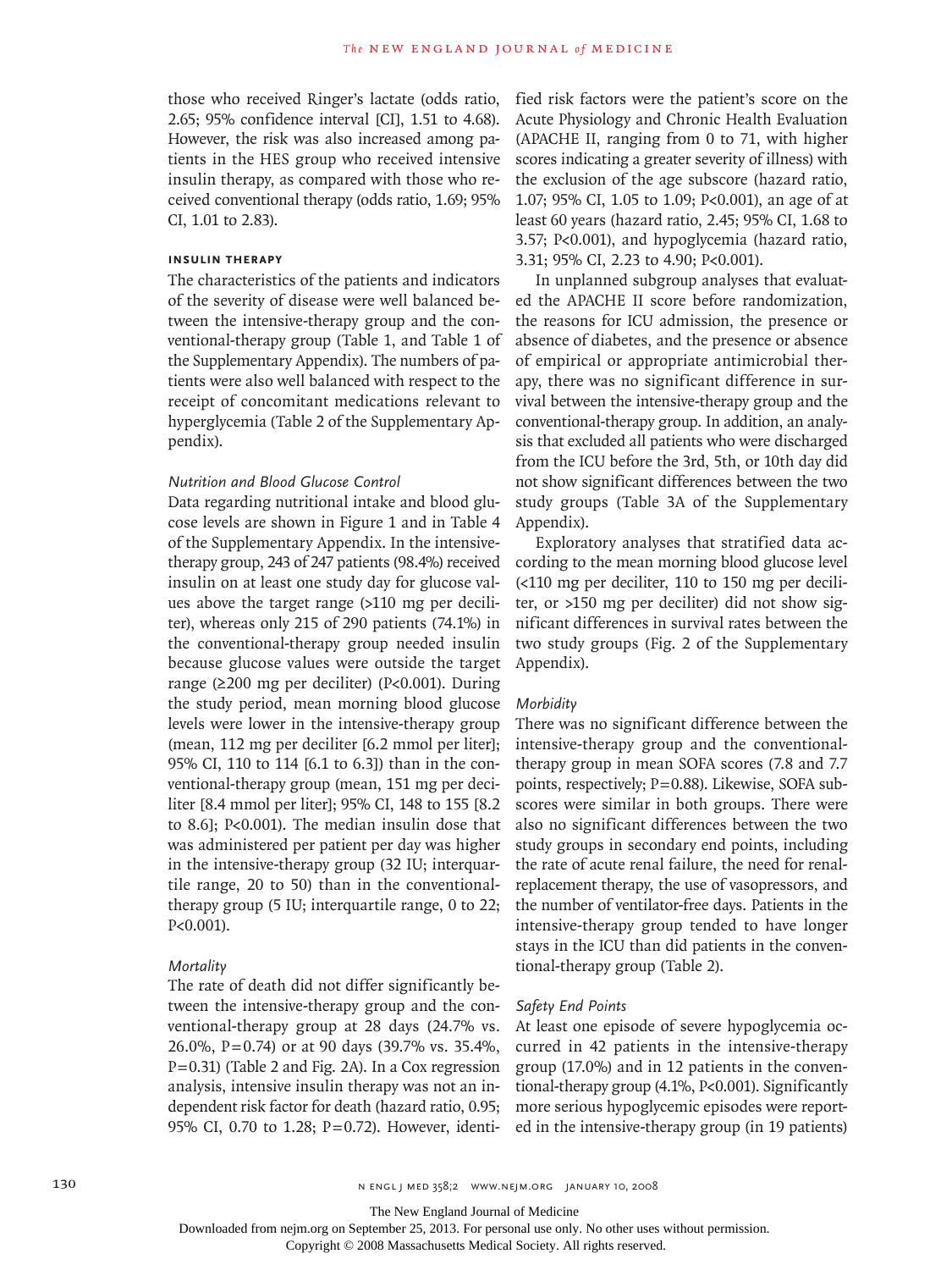those who received Ringer's lactate (odds ratio, 2.65; 95% confidence interval [CI], 1.51 to 4.68). However, the risk was also increased among patients in the HES group who received intensive insulin therapy, as compared with those who received conventional therapy (odds ratio, 1.69; 95% CI, 1.01 to 2.83).

### INSULIN THERAPY

The characteristics of the patients and indicators of the severity of disease were well balanced between the intensive-therapy group and the conventional-therapy group (Table 1, and Table 1 of the Supplementary Appendix). The numbers of patients were also well balanced with respect to the receipt of concomitant medications relevant to hyperglycemia (Table 2 of the Supplementary Appendix).

#### *Nutrition and Blood Glucose Control*

Data regarding nutritional intake and blood glucose levels are shown in Figure 1 and in Table 4 of the Supplementary Appendix. In the intensive-therapy group, 243 of 247 patients (98.4%) received insulin on at least one study day for glucose values above the target range (>110 mg per deciliter), whereas only 215 of 290 patients (74.1%) in the conventional-therapy group needed insulin because glucose values were outside the target range (≥200 mg per deciliter) (P<0.001). During the study period, mean morning blood glucose levels were lower in the intensive-therapy group (mean, 112 mg per deciliter [6.2 mmol per liter]; 95% CI, 110 to 114 [6.1 to 6.3]) than in the conventional-therapy group (mean, 151 mg per deciliter [8.4 mmol per liter]; 95% CI, 148 to 155 [8.2 to 8.6]; P<0.001). The median insulin dose that was administered per patient per day was higher in the intensive-therapy group (32 IU; interquartile range, 20 to 50) than in the conventional-therapy group (5 IU; interquartile range, 0 to 22; P<0.001).

#### *Mortality*

The rate of death did not differ significantly between the intensive-therapy group and the conventional-therapy group at 28 days (24.7% vs. 26.0%, P=0.74) or at 90 days (39.7% vs. 35.4%, P=0.31) (Table 2 and Fig. 2A). In a Cox regression analysis, intensive insulin therapy was not an independent risk factor for death (hazard ratio, 0.95; 95% CI, 0.70 to 1.28; P=0.72). However, identified risk factors were the patient's score on the Acute Physiology and Chronic Health Evaluation (APACHE II, ranging from 0 to 71, with higher scores indicating a greater severity of illness) with the exclusion of the age subscore (hazard ratio, 1.07; 95% CI, 1.05 to 1.09; P<0.001), an age of at least 60 years (hazard ratio, 2.45; 95% CI, 1.68 to 3.57; P<0.001), and hypoglycemia (hazard ratio, 3.31; 95% CI, 2.23 to 4.90; P<0.001).

In unplanned subgroup analyses that evaluated the APACHE II score before randomization, the reasons for ICU admission, the presence or absence of diabetes, and the presence or absence of empirical or appropriate antimicrobial therapy, there was no significant difference in survival between the intensive-therapy group and the conventional-therapy group. In addition, an analysis that excluded all patients who were discharged from the ICU before the 3rd, 5th, or 10th day did not show significant differences between the two study groups (Table 3A of the Supplementary Appendix).

Exploratory analyses that stratified data according to the mean morning blood glucose level (<110 mg per deciliter, 110 to 150 mg per deciliter, or >150 mg per deciliter) did not show significant differences in survival rates between the two study groups (Fig. 2 of the Supplementary Appendix).

#### *Morbidity*

There was no significant difference between the intensive-therapy group and the conventional-therapy group in mean SOFA scores (7.8 and 7.7 points, respectively; P=0.88). Likewise, SOFA subscores were similar in both groups. There were also no significant differences between the two study groups in secondary end points, including the rate of acute renal failure, the need for renal-replacement therapy, the use of vasopressors, and the number of ventilator-free days. Patients in the intensive-therapy group tended to have longer stays in the ICU than did patients in the conventional-therapy group (Table 2).

#### *Safety End Points*

At least one episode of severe hypoglycemia occurred in 42 patients in the intensive-therapy group (17.0%) and in 12 patients in the conventional-therapy group (4.1%, P<0.001). Significantly more serious hypoglycemic episodes were reported in the intensive-therapy group (in 19 patients)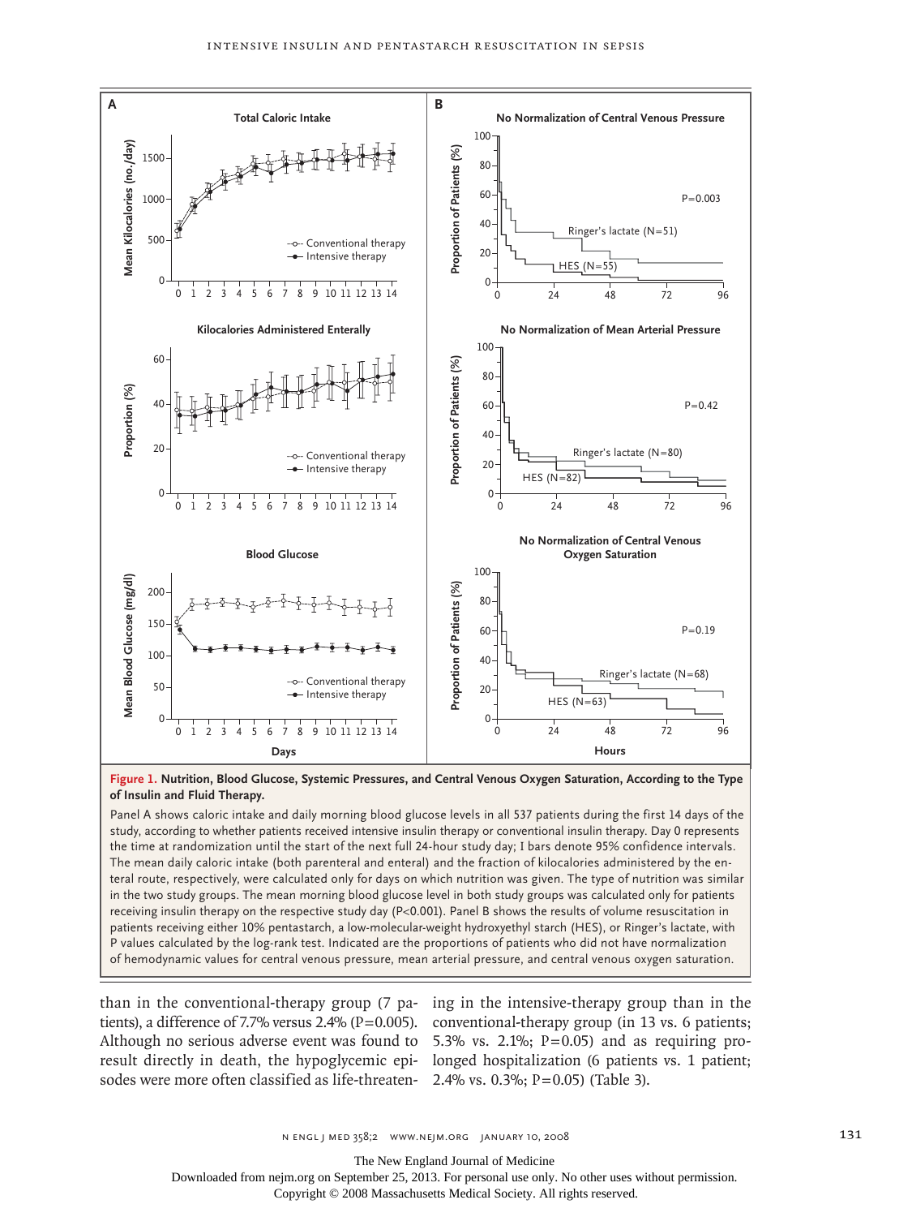**Figure 1. Nutrition, Blood Glucose, Systemic Pressures, and Central Venous Oxygen Saturation, According to the Type of Insulin and Fluid Therapy.**

Panel A shows caloric intake and daily morning blood glucose levels in all 537 patients during the first 14 days of the study, according to whether patients received intensive insulin therapy or conventional insulin therapy. Day 0 represents the time at randomization until the start of the next full 24-hour study day; I bars denote 95% confidence intervals. The mean daily caloric intake (both parenteral and enteral) and the fraction of kilocalories administered by the enteral route, respectively, were calculated only for days on which nutrition was given. The type of nutrition was similar in the two study groups. The mean morning blood glucose level in both study groups was calculated only for patients receiving insulin therapy on the respective study day (P<0.001). Panel B shows the results of volume resuscitation in patients receiving either 10% pentastarch, a low-molecular-weight hydroxyethyl starch (HES), or Ringer's lactate, with P values calculated by the log-rank test. Indicated are the proportions of patients who did not have normalization of hemodynamic values for central venous pressure, mean arterial pressure, and central venous oxygen saturation.

than in the conventional-therapy group (7 patients), a difference of 7.7% versus 2.4% (P=0.005). Although no serious adverse event was found to result directly in death, the hypoglycemic episodes were more often classified as life-threatening in the intensive-therapy group than in the conventional-therapy group (in 13 vs. 6 patients; 5.3% vs. 2.1%; P=0.05) and as requiring prolonged hospitalization (6 patients vs. 1 patient; 2.4% vs. 0.3%; P=0.05) (Table 3).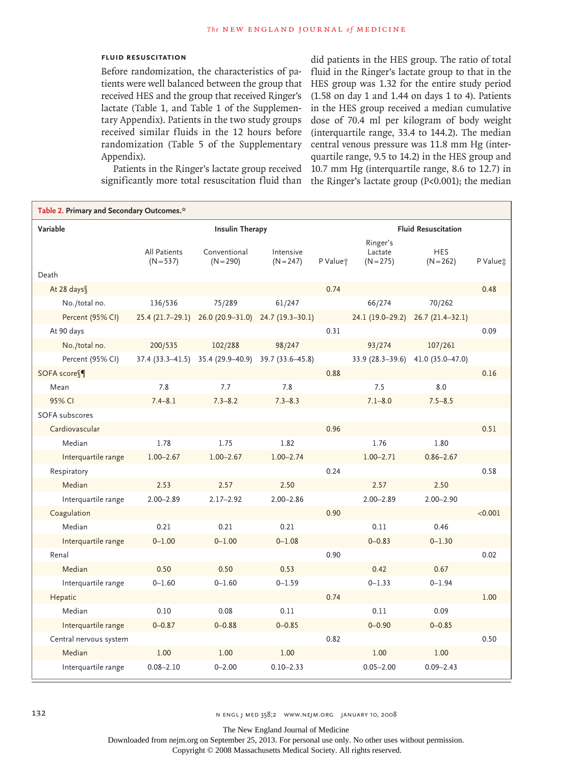### FLUID RESUSCITATION

Before randomization, the characteristics of patients were well balanced between the group that received HES and the group that received Ringer's lactate (Table 1, and Table 1 of the Supplementary Appendix). Patients in the two study groups received similar fluids in the 12 hours before randomization (Table 5 of the Supplementary Appendix).

Patients in the Ringer's lactate group received significantly more total resuscitation fluid than did patients in the HES group. The ratio of total fluid in the Ringer's lactate group to that in the HES group was 1.32 for the entire study period (1.58 on day 1 and 1.44 on days 1 to 4). Patients in the HES group received a median cumulative dose of 70.4 ml per kilogram of body weight (interquartile range, 33.4 to 144.2). The median central venous pressure was 11.8 mm Hg (interquartile range, 9.5 to 14.2) in the HES group and 10.7 mm Hg (interquartile range, 8.6 to 12.7) in the Ringer's lactate group (P<0.001); the median

**Table 2. Primary and Secondary Outcomes.***

| Variable | Insulin Therapy | | | | Fluid Resuscitation | | |
|---|---|---|---|---|---|---|---|
| | All Patients (N=537) | Conventional (N=290) | Intensive (N=247) | P Value† | Ringer's Lactate (N=275) | HES (N=262) | P Value‡ |
| Death | | | | | | | |
| At 28 days§ | | | | 0.74 | | | 0.48 |
| No./total no. | 136/536 | 75/289 | 61/247 | | 66/274 | 70/262 | |
| Percent (95% CI) | 25.4 (21.7–29.1) | 26.0 (20.9–31.0) | 24.7 (19.3–30.1) | | 24.1 (19.0–29.2) | 26.7 (21.4–32.1) | |
| At 90 days | | | | 0.31 | | | 0.09 |
| No./total no. | 200/535 | 102/288 | 98/247 | | 93/274 | 107/261 | |
| Percent (95% CI) | 37.4 (33.3–41.5) | 35.4 (29.9–40.9) | 39.7 (33.6–45.8) | | 33.9 (28.3–39.6) | 41.0 (35.0–47.0) | |
| SOFA score§¶ | | | | 0.88 | | | 0.16 |
| Mean | 7.8 | 7.7 | 7.8 | | 7.5 | 8.0 | |
| 95% CI | 7.4–8.1 | 7.3–8.2 | 7.3–8.3 | | 7.1–8.0 | 7.5–8.5 | |
| SOFA subscores | | | | | | | |
| Cardiovascular | | | | 0.96 | | | 0.51 |
| Median | 1.78 | 1.75 | 1.82 | | 1.76 | 1.80 | |
| Interquartile range | 1.00–2.67 | 1.00–2.67 | 1.00–2.74 | | 1.00–2.71 | 0.86–2.67 | |
| Respiratory | | | | 0.24 | | | 0.58 |
| Median | 2.53 | 2.57 | 2.50 | | 2.57 | 2.50 | |
| Interquartile range | 2.00–2.89 | 2.17–2.92 | 2.00–2.86 | | 2.00–2.89 | 2.00–2.90 | |
| Coagulation | | | | 0.90 | | | <0.001 |
| Median | 0.21 | 0.21 | 0.21 | | 0.11 | 0.46 | |
| Interquartile range | 0–1.00 | 0–1.00 | 0–1.08 | | 0–0.83 | 0–1.30 | |
| Renal | | | | 0.90 | | | 0.02 |
| Median | 0.50 | 0.50 | 0.53 | | 0.42 | 0.67 | |
| Interquartile range | 0–1.60 | 0–1.60 | 0–1.59 | | 0–1.33 | 0–1.94 | |
| Hepatic | | | | 0.74 | | | 1.00 |
| Median | 0.10 | 0.08 | 0.11 | | 0.11 | 0.09 | |
| Interquartile range | 0–0.87 | 0–0.88 | 0–0.85 | | 0–0.90 | 0–0.85 | |
| Central nervous system | | | | 0.82 | | | 0.50 |
| Median | 1.00 | 1.00 | 1.00 | | 1.00 | 1.00 | |
| Interquartile range | 0.08–2.10 | 0–2.00 | 0.10–2.33 | | 0.05–2.00 | 0.09–2.43 | |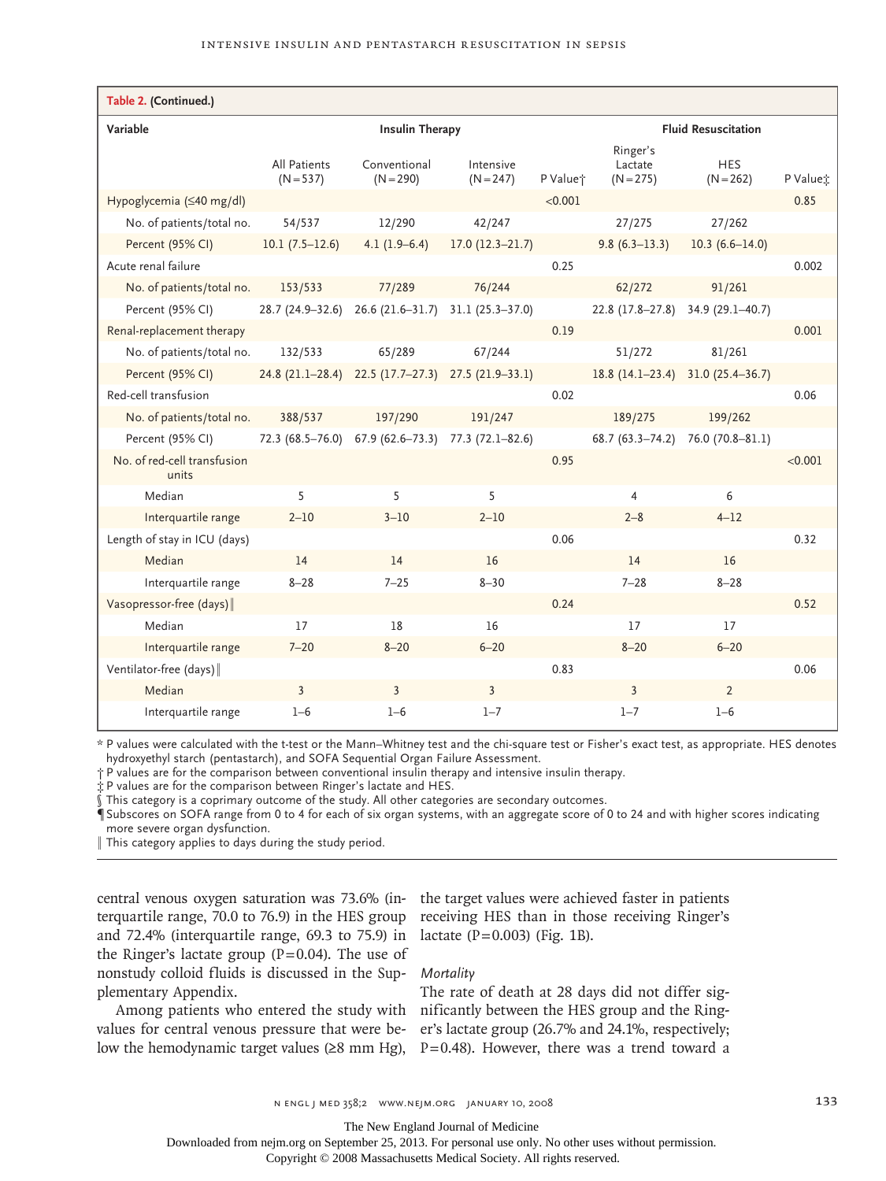**Table 2. (Continued.)**

| Variable | Insulin Therapy | | | | Fluid Resuscitation | | |
|---|---|---|---|---|---|---|---|
| | All Patients (N=537) | Conventional (N=290) | Intensive (N=247) | P Value† | Ringer's Lactate (N=275) | HES (N=262) | P Value‡ |
| Hypoglycemia (≤40 mg/dl) | | | | <0.001 | | | 0.85 |
| No. of patients/total no. | 54/537 | 12/290 | 42/247 | | 27/275 | 27/262 | |
| Percent (95% CI) | 10.1 (7.5–12.6) | 4.1 (1.9–6.4) | 17.0 (12.3–21.7) | | 9.8 (6.3–13.3) | 10.3 (6.6–14.0) | |
| Acute renal failure | | | | 0.25 | | | 0.002 |
| No. of patients/total no. | 153/533 | 77/289 | 76/244 | | 62/272 | 91/261 | |
| Percent (95% CI) | 28.7 (24.9–32.6) | 26.6 (21.6–31.7) | 31.1 (25.3–37.0) | | 22.8 (17.8–27.8) | 34.9 (29.1–40.7) | |
| Renal-replacement therapy | | | | 0.19 | | | 0.001 |
| No. of patients/total no. | 132/533 | 65/289 | 67/244 | | 51/272 | 81/261 | |
| Percent (95% CI) | 24.8 (21.1–28.4) | 22.5 (17.7–27.3) | 27.5 (21.9–33.1) | | 18.8 (14.1–23.4) | 31.0 (25.4–36.7) | |
| Red-cell transfusion | | | | 0.02 | | | 0.06 |
| No. of patients/total no. | 388/537 | 197/290 | 191/247 | | 189/275 | 199/262 | |
| Percent (95% CI) | 72.3 (68.5–76.0) | 67.9 (62.6–73.3) | 77.3 (72.1–82.6) | | 68.7 (63.3–74.2) | 76.0 (70.8–81.1) | |
| No. of red-cell transfusion units | | | | 0.95 | | | <0.001 |
| Median | 5 | 5 | 5 | | 4 | 6 | |
| Interquartile range | 2–10 | 3–10 | 2–10 | | 2–8 | 4–12 | |
| Length of stay in ICU (days) | | | | 0.06 | | | 0.32 |
| Median | 14 | 14 | 16 | | 14 | 16 | |
| Interquartile range | 8–28 | 7–25 | 8–30 | | 7–28 | 8–28 | |
| Vasopressor-free (days)‖ | | | | 0.24 | | | 0.52 |
| Median | 17 | 18 | 16 | | 17 | 17 | |
| Interquartile range | 7–20 | 8–20 | 6–20 | | 8–20 | 6–20 | |
| Ventilator-free (days)‖ | | | | 0.83 | | | 0.06 |
| Median | 3 | 3 | 3 | | 3 | 2 | |
| Interquartile range | 1–6 | 1–6 | 1–7 | | 1–7 | 1–6 | |

\* P values were calculated with the t-test or the Mann–Whitney test and the chi-square test or Fisher's exact test, as appropriate. HES denotes hydroxyethyl starch (pentastarch), and SOFA Sequential Organ Failure Assessment.
† P values are for the comparison between conventional insulin therapy and intensive insulin therapy.
‡ P values are for the comparison between Ringer's lactate and HES.
§ This category is a coprimary outcome of the study. All other categories are secondary outcomes.
¶ Subscores on SOFA range from 0 to 4 for each of six organ systems, with an aggregate score of 0 to 24 and with higher scores indicating more severe organ dysfunction.
‖ This category applies to days during the study period.

central venous oxygen saturation was 73.6% (interquartile range, 70.0 to 76.9) in the HES group and 72.4% (interquartile range, 69.3 to 75.9) in the Ringer's lactate group (P=0.04). The use of nonstudy colloid fluids is discussed in the Supplementary Appendix.

Among patients who entered the study with values for central venous pressure that were below the hemodynamic target values (≥8 mm Hg), the target values were achieved faster in patients receiving HES than in those receiving Ringer's lactate (P=0.003) (Fig. 1B).

*Mortality*

The rate of death at 28 days did not differ significantly between the HES group and the Ringer's lactate group (26.7% and 24.1%, respectively; P=0.48). However, there was a trend toward a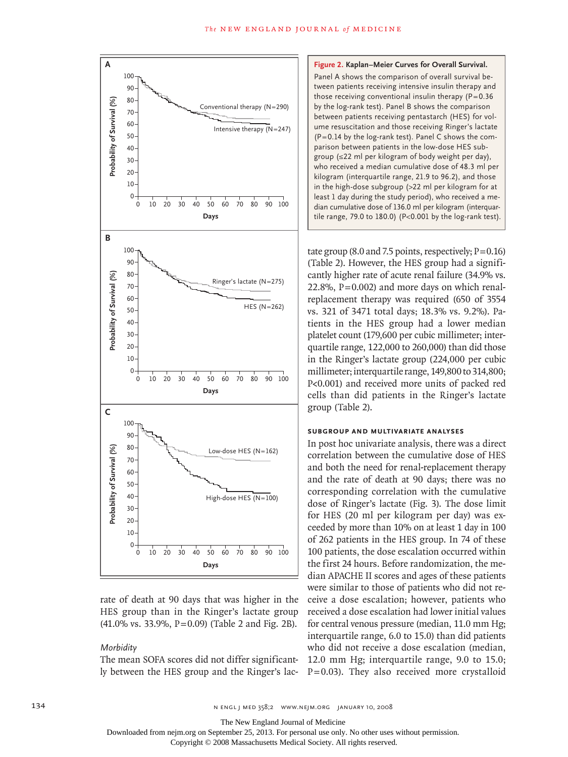**Figure 2. Kaplan–Meier Curves for Overall Survival.**
Panel A shows the comparison of overall survival between patients receiving intensive insulin therapy and those receiving conventional insulin therapy (P=0.36 by the log-rank test). Panel B shows the comparison between patients receiving pentastarch (HES) for volume resuscitation and those receiving Ringer's lactate (P=0.14 by the log-rank test). Panel C shows the comparison between patients in the low-dose HES subgroup (≤22 ml per kilogram of body weight per day), who received a median cumulative dose of 48.3 ml per kilogram (interquartile range, 21.9 to 96.2), and those in the high-dose HES subgroup (>22 ml per kilogram for at least 1 day during the study period), who received a median cumulative dose of 136.0 ml per kilogram (interquartile range, 79.0 to 180.0) (P<0.001 by the log-rank test).

rate of death at 90 days that was higher in the HES group than in the Ringer's lactate group (41.0% vs. 33.9%, P=0.09) (Table 2 and Fig. 2B).

### *Morbidity*

The mean SOFA scores did not differ significantly between the HES group and the Ringer's lactate group (8.0 and 7.5 points, respectively; P=0.16) (Table 2). However, the HES group had a significantly higher rate of acute renal failure (34.9% vs. 22.8%, P=0.002) and more days on which renal-replacement therapy was required (650 of 3554 vs. 321 of 3471 total days; 18.3% vs. 9.2%). Patients in the HES group had a lower median platelet count (179,600 per cubic millimeter; interquartile range, 122,000 to 260,000) than did those in the Ringer's lactate group (224,000 per cubic millimeter; interquartile range, 149,800 to 314,800; P<0.001) and received more units of packed red cells than did patients in the Ringer's lactate group (Table 2).

## SUBGROUP AND MULTIVARIATE ANALYSES

In post hoc univariate analysis, there was a direct correlation between the cumulative dose of HES and both the need for renal-replacement therapy and the rate of death at 90 days; there was no corresponding correlation with the cumulative dose of Ringer's lactate (Fig. 3). The dose limit for HES (20 ml per kilogram per day) was exceeded by more than 10% on at least 1 day in 100 of 262 patients in the HES group. In 74 of these 100 patients, the dose escalation occurred within the first 24 hours. Before randomization, the median APACHE II scores and ages of these patients were similar to those of patients who did not receive a dose escalation; however, patients who received a dose escalation had lower initial values for central venous pressure (median, 11.0 mm Hg; interquartile range, 6.0 to 15.0) than did patients who did not receive a dose escalation (median, 12.0 mm Hg; interquartile range, 9.0 to 15.0; P=0.03). They also received more crystalloid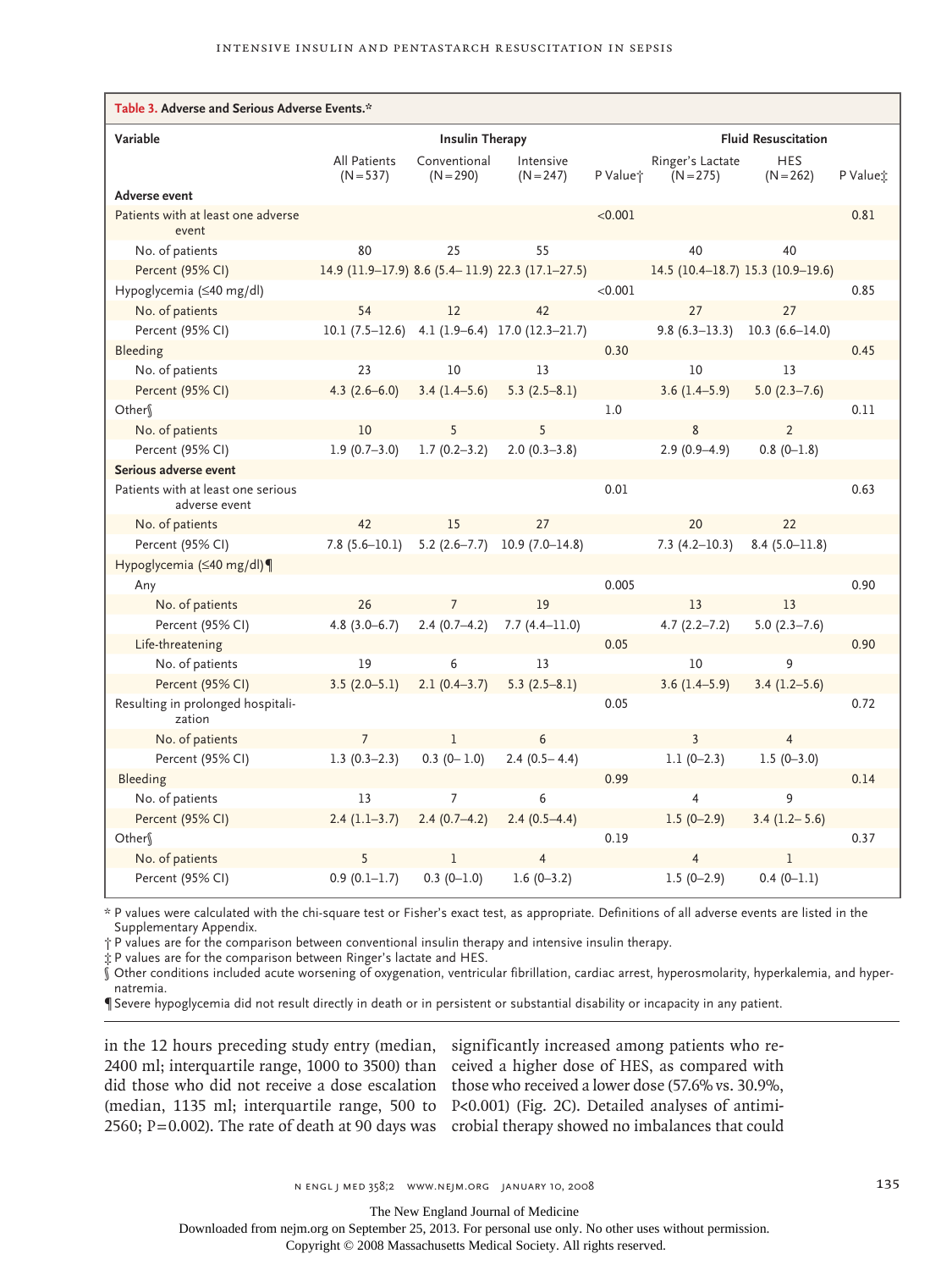**Table 3. Adverse and Serious Adverse Events.***

| Variable | All Patients (N=537) | Insulin Therapy: Conventional (N=290) | Insulin Therapy: Intensive (N=247) | P Value† | Fluid Resuscitation: Ringer's Lactate (N=275) | Fluid Resuscitation: HES (N=262) | P Value‡ |
|---|---|---|---|---|---|---|---|
| **Adverse event** | | | | | | | |
| Patients with at least one adverse event | | | | <0.001 | | | 0.81 |
| No. of patients | 80 | 25 | 55 | | 40 | 40 | |
| Percent (95% CI) | 14.9 (11.9–17.9) | 8.6 (5.4–11.9) | 22.3 (17.1–27.5) | | 14.5 (10.4–18.7) | 15.3 (10.9–19.6) | |
| Hypoglycemia (≤40 mg/dl) | | | | <0.001 | | | 0.85 |
| No. of patients | 54 | 12 | 42 | | 27 | 27 | |
| Percent (95% CI) | 10.1 (7.5–12.6) | 4.1 (1.9–6.4) | 17.0 (12.3–21.7) | | 9.8 (6.3–13.3) | 10.3 (6.6–14.0) | |
| Bleeding | | | | 0.30 | | | 0.45 |
| No. of patients | 23 | 10 | 13 | | 10 | 13 | |
| Percent (95% CI) | 4.3 (2.6–6.0) | 3.4 (1.4–5.6) | 5.3 (2.5–8.1) | | 3.6 (1.4–5.9) | 5.0 (2.3–7.6) | |
| Other§ | | | | 1.0 | | | 0.11 |
| No. of patients | 10 | 5 | 5 | | 8 | 2 | |
| Percent (95% CI) | 1.9 (0.7–3.0) | 1.7 (0.2–3.2) | 2.0 (0.3–3.8) | | 2.9 (0.9–4.9) | 0.8 (0–1.8) | |
| **Serious adverse event** | | | | | | | |
| Patients with at least one serious adverse event | | | | 0.01 | | | 0.63 |
| No. of patients | 42 | 15 | 27 | | 20 | 22 | |
| Percent (95% CI) | 7.8 (5.6–10.1) | 5.2 (2.6–7.7) | 10.9 (7.0–14.8) | | 7.3 (4.2–10.3) | 8.4 (5.0–11.8) | |
| Hypoglycemia (≤40 mg/dl)¶ | | | | | | | |
| Any | | | | 0.005 | | | 0.90 |
| No. of patients | 26 | 7 | 19 | | 13 | 13 | |
| Percent (95% CI) | 4.8 (3.0–6.7) | 2.4 (0.7–4.2) | 7.7 (4.4–11.0) | | 4.7 (2.2–7.2) | 5.0 (2.3–7.6) | |
| Life-threatening | | | | 0.05 | | | 0.90 |
| No. of patients | 19 | 6 | 13 | | 10 | 9 | |
| Percent (95% CI) | 3.5 (2.0–5.1) | 2.1 (0.4–3.7) | 5.3 (2.5–8.1) | | 3.6 (1.4–5.9) | 3.4 (1.2–5.6) | |
| Resulting in prolonged hospitalization | | | | 0.05 | | | 0.72 |
| No. of patients | 7 | 1 | 6 | | 3 | 4 | |
| Percent (95% CI) | 1.3 (0.3–2.3) | 0.3 (0–1.0) | 2.4 (0.5–4.4) | | 1.1 (0–2.3) | 1.5 (0–3.0) | |
| Bleeding | | | | 0.99 | | | 0.14 |
| No. of patients | 13 | 7 | 6 | | 4 | 9 | |
| Percent (95% CI) | 2.4 (1.1–3.7) | 2.4 (0.7–4.2) | 2.4 (0.5–4.4) | | 1.5 (0–2.9) | 3.4 (1.2–5.6) | |
| Other§ | | | | 0.19 | | | 0.37 |
| No. of patients | 5 | 1 | 4 | | 4 | 1 | |
| Percent (95% CI) | 0.9 (0.1–1.7) | 0.3 (0–1.0) | 1.6 (0–3.2) | | 1.5 (0–2.9) | 0.4 (0–1.1) | |

\* P values were calculated with the chi-square test or Fisher's exact test, as appropriate. Definitions of all adverse events are listed in the Supplementary Appendix.

† P values are for the comparison between conventional insulin therapy and intensive insulin therapy.

‡ P values are for the comparison between Ringer's lactate and HES.

§ Other conditions included acute worsening of oxygenation, ventricular fibrillation, cardiac arrest, hyperosmolarity, hyperkalemia, and hypernatremia.

¶ Severe hypoglycemia did not result directly in death or in persistent or substantial disability or incapacity in any patient.

in the 12 hours preceding study entry (median, 2400 ml; interquartile range, 1000 to 3500) than did those who did not receive a dose escalation (median, 1135 ml; interquartile range, 500 to 2560; P=0.002). The rate of death at 90 days was significantly increased among patients who received a higher dose of HES, as compared with those who received a lower dose (57.6% vs. 30.9%, P<0.001) (Fig. 2C). Detailed analyses of antimicrobial therapy showed no imbalances that could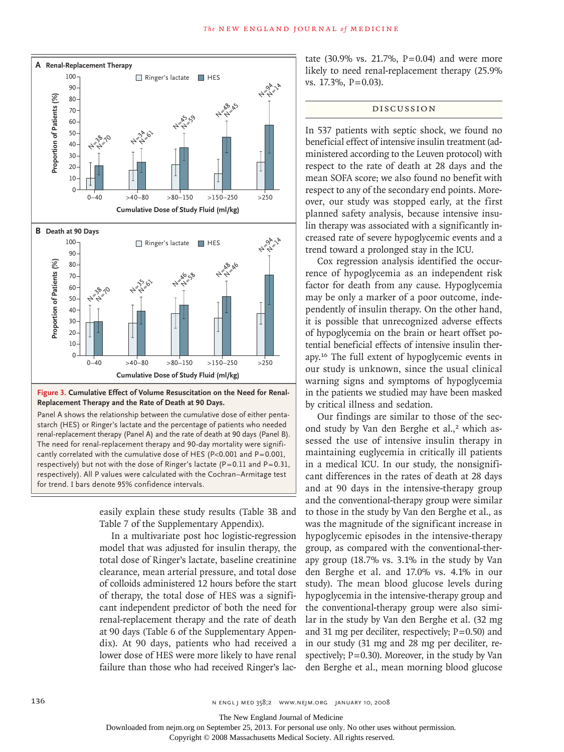**Figure 3. Cumulative Effect of Volume Resuscitation on the Need for Renal-Replacement Therapy and the Rate of Death at 90 Days.**

Panel A shows the relationship between the cumulative dose of either pentastarch (HES) or Ringer's lactate and the percentage of patients who needed renal-replacement therapy (Panel A) and the rate of death at 90 days (Panel B). The need for renal-replacement therapy and 90-day mortality were significantly correlated with the cumulative dose of HES (P<0.001 and P=0.001, respectively) but not with the dose of Ringer's lactate (P=0.11 and P=0.31, respectively). All P values were calculated with the Cochran–Armitage test for trend. I bars denote 95% confidence intervals.

easily explain these study results (Table 3B and Table 7 of the Supplementary Appendix).

In a multivariate post hoc logistic-regression model that was adjusted for insulin therapy, the total dose of Ringer's lactate, baseline creatinine clearance, mean arterial pressure, and total dose of colloids administered 12 hours before the start of therapy, the total dose of HES was a significant independent predictor of both the need for renal-replacement therapy and the rate of death at 90 days (Table 6 of the Supplementary Appendix). At 90 days, patients who had received a lower dose of HES were more likely to have renal failure than those who had received Ringer's lactate (30.9% vs. 21.7%, P=0.04) and were more likely to need renal-replacement therapy (25.9% vs. 17.3%, P=0.03).

## DISCUSSION

In 537 patients with septic shock, we found no beneficial effect of intensive insulin treatment (administered according to the Leuven protocol) with respect to the rate of death at 28 days and the mean SOFA score; we also found no benefit with respect to any of the secondary end points. Moreover, our study was stopped early, at the first planned safety analysis, because intensive insulin therapy was associated with a significantly increased rate of severe hypoglycemic events and a trend toward a prolonged stay in the ICU.

Cox regression analysis identified the occurrence of hypoglycemia as an independent risk factor for death from any cause. Hypoglycemia may be only a marker of a poor outcome, independently of insulin therapy. On the other hand, it is possible that unrecognized adverse effects of hypoglycemia on the brain or heart offset potential beneficial effects of intensive insulin therapy.[16] The full extent of hypoglycemic events in our study is unknown, since the usual clinical warning signs and symptoms of hypoglycemia in the patients we studied may have been masked by critical illness and sedation.

Our findings are similar to those of the second study by Van den Berghe et al.,[2] which assessed the use of intensive insulin therapy in maintaining euglycemia in critically ill patients in a medical ICU. In our study, the nonsignificant differences in the rates of death at 28 days and at 90 days in the intensive-therapy group and the conventional-therapy group were similar to those in the study by Van den Berghe et al., as was the magnitude of the significant increase in hypoglycemic episodes in the intensive-therapy group, as compared with the conventional-therapy group (18.7% vs. 3.1% in the study by Van den Berghe et al. and 17.0% vs. 4.1% in our study). The mean blood glucose levels during hypoglycemia in the intensive-therapy group and the conventional-therapy group were also similar in the study by Van den Berghe et al. (32 mg and 31 mg per deciliter, respectively; P=0.50) and in our study (31 mg and 28 mg per deciliter, respectively; P=0.30). Moreover, in the study by Van den Berghe et al., mean morning blood glucose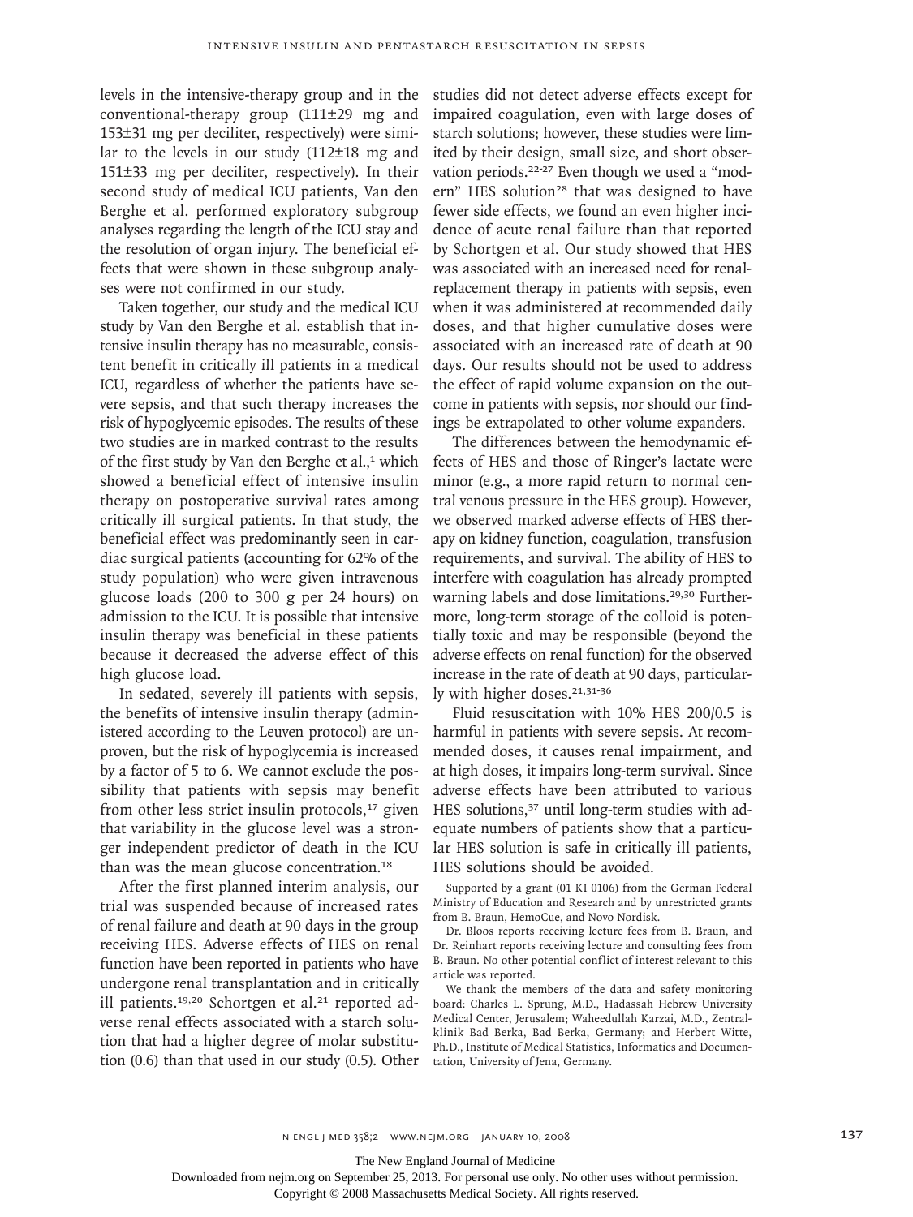levels in the intensive-therapy group and in the conventional-therapy group (111±29 mg and 153±31 mg per deciliter, respectively) were similar to the levels in our study (112±18 mg and 151±33 mg per deciliter, respectively). In their second study of medical ICU patients, Van den Berghe et al. performed exploratory subgroup analyses regarding the length of the ICU stay and the resolution of organ injury. The beneficial effects that were shown in these subgroup analyses were not confirmed in our study.

Taken together, our study and the medical ICU study by Van den Berghe et al. establish that intensive insulin therapy has no measurable, consistent benefit in critically ill patients in a medical ICU, regardless of whether the patients have severe sepsis, and that such therapy increases the risk of hypoglycemic episodes. The results of these two studies are in marked contrast to the results of the first study by Van den Berghe et al.,[1] which showed a beneficial effect of intensive insulin therapy on postoperative survival rates among critically ill surgical patients. In that study, the beneficial effect was predominantly seen in cardiac surgical patients (accounting for 62% of the study population) who were given intravenous glucose loads (200 to 300 g per 24 hours) on admission to the ICU. It is possible that intensive insulin therapy was beneficial in these patients because it decreased the adverse effect of this high glucose load.

In sedated, severely ill patients with sepsis, the benefits of intensive insulin therapy (administered according to the Leuven protocol) are unproven, but the risk of hypoglycemia is increased by a factor of 5 to 6. We cannot exclude the possibility that patients with sepsis may benefit from other less strict insulin protocols,[17] given that variability in the glucose level was a stronger independent predictor of death in the ICU than was the mean glucose concentration.[18]

After the first planned interim analysis, our trial was suspended because of increased rates of renal failure and death at 90 days in the group receiving HES. Adverse effects of HES on renal function have been reported in patients who have undergone renal transplantation and in critically ill patients.[19,20] Schortgen et al.[21] reported adverse renal effects associated with a starch solution that had a higher degree of molar substitution (0.6) than that used in our study (0.5). Other studies did not detect adverse effects except for impaired coagulation, even with large doses of starch solutions; however, these studies were limited by their design, small size, and short observation periods.[22-27] Even though we used a "modern" HES solution[28] that was designed to have fewer side effects, we found an even higher incidence of acute renal failure than that reported by Schortgen et al. Our study showed that HES was associated with an increased need for renal-replacement therapy in patients with sepsis, even when it was administered at recommended daily doses, and that higher cumulative doses were associated with an increased rate of death at 90 days. Our results should not be used to address the effect of rapid volume expansion on the outcome in patients with sepsis, nor should our findings be extrapolated to other volume expanders.

The differences between the hemodynamic effects of HES and those of Ringer's lactate were minor (e.g., a more rapid return to normal central venous pressure in the HES group). However, we observed marked adverse effects of HES therapy on kidney function, coagulation, transfusion requirements, and survival. The ability of HES to interfere with coagulation has already prompted warning labels and dose limitations.[29,30] Furthermore, long-term storage of the colloid is potentially toxic and may be responsible (beyond the adverse effects on renal function) for the observed increase in the rate of death at 90 days, particularly with higher doses.[21,31-36]

Fluid resuscitation with 10% HES 200/0.5 is harmful in patients with severe sepsis. At recommended doses, it causes renal impairment, and at high doses, it impairs long-term survival. Since adverse effects have been attributed to various HES solutions,[37] until long-term studies with adequate numbers of patients show that a particular HES solution is safe in critically ill patients, HES solutions should be avoided.

Supported by a grant (01 KI 0106) from the German Federal Ministry of Education and Research and by unrestricted grants from B. Braun, HemoCue, and Novo Nordisk.

Dr. Bloos reports receiving lecture fees from B. Braun, and Dr. Reinhart reports receiving lecture and consulting fees from B. Braun. No other potential conflict of interest relevant to this article was reported.

We thank the members of the data and safety monitoring board: Charles L. Sprung, M.D., Hadassah Hebrew University Medical Center, Jerusalem; Waheedullah Karzai, M.D., Zentralklinik Bad Berka, Bad Berka, Germany; and Herbert Witte, Ph.D., Institute of Medical Statistics, Informatics and Documentation, University of Jena, Germany.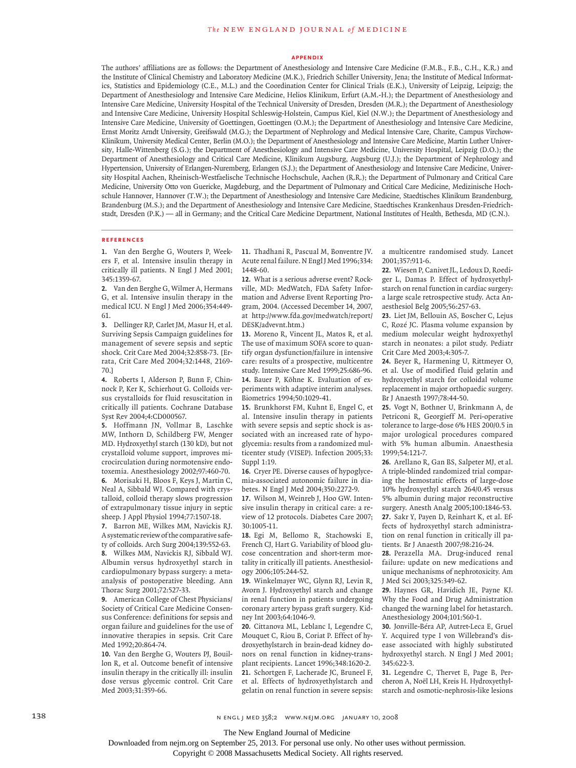## APPENDIX

The authors' affiliations are as follows: the Department of Anesthesiology and Intensive Care Medicine (F.M.B., F.B., C.H., K.R.) and the Institute of Clinical Chemistry and Laboratory Medicine (M.K.), Friedrich Schiller University, Jena; the Institute of Medical Informatics, Statistics and Epidemiology (C.E., M.L.) and the Coordination Center for Clinical Trials (E.K.), University of Leipzig, Leipzig; the Department of Anesthesiology and Intensive Care Medicine, Helios Klinikum, Erfurt (A.M.-H.); the Department of Anesthesiology and Intensive Care Medicine, University Hospital of the Technical University of Dresden, Dresden (M.R.); the Department of Anesthesiology and Intensive Care Medicine, University Hospital Schleswig-Holstein, Campus Kiel, Kiel (N.W.); the Department of Anesthesiology and Intensive Care Medicine, University of Goettingen, Goettingen (O.M.); the Department of Anesthesiology and Intensive Care Medicine, Ernst Moritz Arndt University, Greifswald (M.G.); the Department of Nephrology and Medical Intensive Care, Charite, Campus Virchow-Klinikum, University Medical Center, Berlin (M.O.); the Department of Anesthesiology and Intensive Care Medicine, Martin Luther University, Halle-Wittenberg (S.G.); the Department of Anesthesiology and Intensive Care Medicine, University Hospital, Leipzig (D.O.); the Department of Anesthesiology and Critical Care Medicine, Klinikum Augsburg, Augsburg (U.J.); the Department of Nephrology and Hypertension, University of Erlangen-Nuremberg, Erlangen (S.J.); the Department of Anesthesiology and Intensive Care Medicine, University Hospital Aachen, Rheinisch-Westfaelische Technische Hochschule, Aachen (R.R.); the Department of Pulmonary and Critical Care Medicine, University Otto von Guericke, Magdeburg, and the Department of Pulmonary and Critical Care Medicine, Medizinische Hochschule Hannover, Hannover (T.W.); the Department of Anesthesiology and Intensive Care Medicine, Staedtisches Klinikum Brandenburg, Brandenburg (M.S.); and the Department of Anesthesiology and Intensive Care Medicine, Staedtisches Krankenhaus Dresden-Friedrichstadt, Dresden (P.K.) — all in Germany; and the Critical Care Medicine Department, National Institutes of Health, Bethesda, MD (C.N.).

## REFERENCES

1. Van den Berghe G, Wouters P, Weekers F, et al. Intensive insulin therapy in critically ill patients. N Engl J Med 2001;345:1359-67.
2. Van den Berghe G, Wilmer A, Hermans G, et al. Intensive insulin therapy in the medical ICU. N Engl J Med 2006;354:449-61.
3. Dellinger RP, Carlet JM, Masur H, et al. Surviving Sepsis Campaign guidelines for management of severe sepsis and septic shock. Crit Care Med 2004;32:858-73. [Errata, Crit Care Med 2004;32:1448, 2169-70.]
4. Roberts I, Alderson P, Bunn F, Chinnock P, Ker K, Schierhout G. Colloids versus crystalloids for fluid resuscitation in critically ill patients. Cochrane Database Syst Rev 2004;4:CD000567.
5. Hoffmann JN, Vollmar B, Laschke MW, Inthorn D, Schildberg FW, Menger MD. Hydroxyethyl starch (130 kD), but not crystalloid volume support, improves microcirculation during normotensive endotoxemia. Anesthesiology 2002;97:460-70.
6. Morisaki H, Bloos F, Keys J, Martin C, Neal A, Sibbald WJ. Compared with crystalloid, colloid therapy slows progression of extrapulmonary tissue injury in septic sheep. J Appl Physiol 1994;77:1507-18.
7. Barron ME, Wilkes MM, Navickis RJ. A systematic review of the comparative safety of colloids. Arch Surg 2004;139:552-63.
8. Wilkes MM, Navickis RJ, Sibbald WJ. Albumin versus hydroxyethyl starch in cardiopulmonary bypass surgery: a meta-analysis of postoperative bleeding. Ann Thorac Surg 2001;72:527-33.
9. American College of Chest Physicians/Society of Critical Care Medicine Consensus Conference: definitions for sepsis and organ failure and guidelines for the use of innovative therapies in sepsis. Crit Care Med 1992;20:864-74.
10. Van den Berghe G, Wouters PJ, Bouillon R, et al. Outcome benefit of intensive insulin therapy in the critically ill: insulin dose versus glycemic control. Crit Care Med 2003;31:359-66.
11. Thadhani R, Pascual M, Bonventre JV. Acute renal failure. N Engl J Med 1996;334:1448-60.
12. What is a serious adverse event? Rockville, MD: MedWatch, FDA Safety Information and Adverse Event Reporting Program, 2004. (Accessed December 14, 2007, at http://www.fda.gov/medwatch/report/DESK/advevnt.htm.)
13. Moreno R, Vincent JL, Matos R, et al. The use of maximum SOFA score to quantify organ dysfunction/failure in intensive care: results of a prospective, multicentre study. Intensive Care Med 1999;25:686-96.
14. Bauer P, Köhne K. Evaluation of experiments with adaptive interim analyses. Biometrics 1994;50:1029-41.
15. Brunkhorst FM, Kuhnt E, Engel C, et al. Intensive insulin therapy in patients with severe sepsis and septic shock is associated with an increased rate of hypoglycemia: results from a randomized multicenter study (VISEP). Infection 2005;33:Suppl 1:19.
16. Cryer PE. Diverse causes of hypoglycemia-associated autonomic failure in diabetes. N Engl J Med 2004;350:2272-9.
17. Wilson M, Weinreb J, Hoo GW. Intensive insulin therapy in critical care: a review of 12 protocols. Diabetes Care 2007;30:1005-11.
18. Egi M, Bellomo R, Stachowski E, French CJ, Hart G. Variability of blood glucose concentration and short-term mortality in critically ill patients. Anesthesiology 2006;105:244-52.
19. Winkelmayer WC, Glynn RJ, Levin R, Avorn J. Hydroxyethyl starch and change in renal function in patients undergoing coronary artery bypass graft surgery. Kidney Int 2003;64:1046-9.
20. Cittanova ML, Leblanc I, Legendre C, Mouquet C, Riou B, Coriat P. Effect of hydroxyethylstarch in brain-dead kidney donors on renal function in kidney-transplant recipients. Lancet 1996;348:1620-2.
21. Schortgen F, Lacherade JC, Bruneel F, et al. Effects of hydroxyethylstarch and gelatin on renal function in severe sepsis: a multicentre randomised study. Lancet 2001;357:911-6.
22. Wiesen P, Canivet JL, Ledoux D, Roediger L, Damas P. Effect of hydroxyethylstarch on renal function in cardiac surgery: a large scale retrospective study. Acta Anaesthesiol Belg 2005;56:257-63.
23. Liet JM, Bellouin AS, Boscher C, Lejus C, Rozé JC. Plasma volume expansion by medium molecular weight hydroxyethyl starch in neonates: a pilot study. Pediatr Crit Care Med 2003;4:305-7.
24. Beyer R, Harmening U, Rittmeyer O, et al. Use of modified fluid gelatin and hydroxyethyl starch for colloidal volume replacement in major orthopaedic surgery. Br J Anaesth 1997;78:44-50.
25. Vogt N, Bothner U, Brinkmann A, de Petriconi R, Georgieff M. Peri-operative tolerance to large-dose 6% HES 200/0.5 in major urological procedures compared with 5% human albumin. Anaesthesia 1999;54:121-7.
26. Arellano R, Gan BS, Salpeter MJ, et al. A triple-blinded randomized trial comparing the hemostatic effects of large-dose 10% hydroxyethyl starch 264/0.45 versus 5% albumin during major reconstructive surgery. Anesth Analg 2005;100:1846-53.
27. Sakr Y, Payen D, Reinhart K, et al. Effects of hydroxyethyl starch administration on renal function in critically ill patients. Br J Anaesth 2007;98:216-24.
28. Perazella MA. Drug-induced renal failure: update on new medications and unique mechanisms of nephrotoxicity. Am J Med Sci 2003;325:349-62.
29. Haynes GR, Havidich JE, Payne KJ. Why the Food and Drug Administration changed the warning label for hetastarch. Anesthesiology 2004;101:560-1.
30. Jonville-Béra AP, Autret-Leca E, Gruel Y. Acquired type I von Willebrand's disease associated with highly substituted hydroxyethyl starch. N Engl J Med 2001;345:622-3.
31. Legendre C, Thervet E, Page B, Percheron A, Noël LH, Kreis H. Hydroxyethylstarch and osmotic-nephrosis-like lesions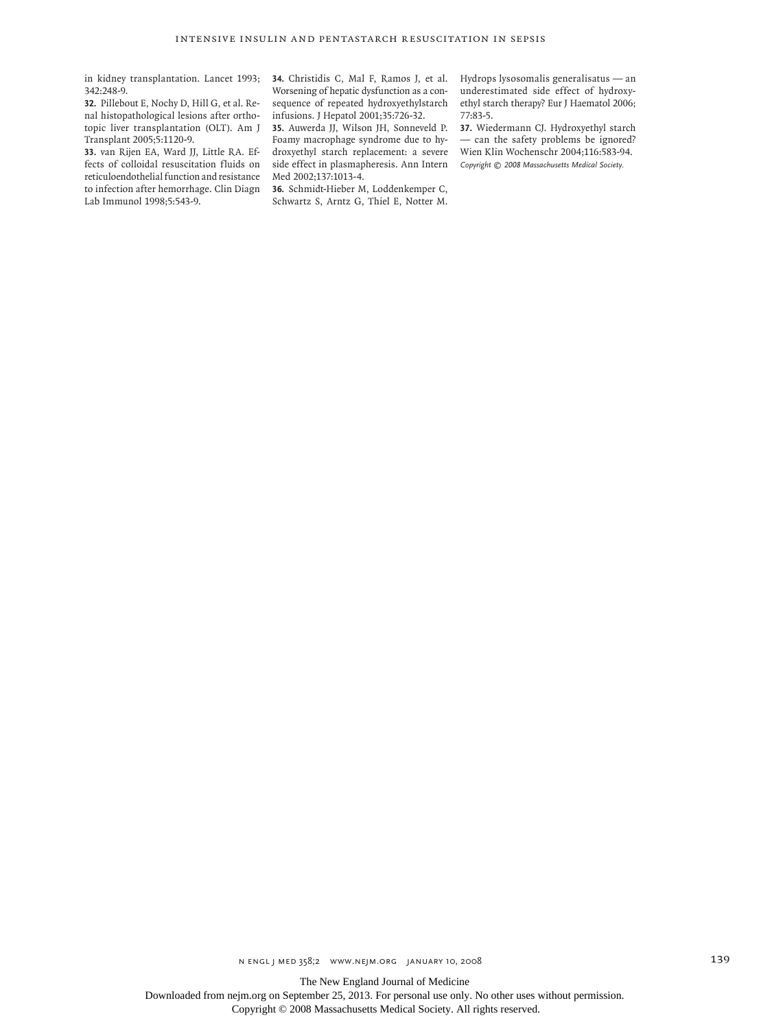in kidney transplantation. Lancet 1993;342:248-9.

**32.** Pillebout E, Nochy D, Hill G, et al. Renal histopathological lesions after orthotopic liver transplantation (OLT). Am J Transplant 2005;5:1120-9.

**33.** van Rijen EA, Ward JJ, Little RA. Effects of colloidal resuscitation fluids on reticuloendothelial function and resistance to infection after hemorrhage. Clin Diagn Lab Immunol 1998;5:543-9.

**34.** Christidis C, Mal F, Ramos J, et al. Worsening of hepatic dysfunction as a consequence of repeated hydroxyethylstarch infusions. J Hepatol 2001;35:726-32.

**35.** Auwerda JJ, Wilson JH, Sonneveld P. Foamy macrophage syndrome due to hydroxyethyl starch replacement: a severe side effect in plasmapheresis. Ann Intern Med 2002;137:1013-4.

**36.** Schmidt-Hieber M, Loddenkemper C, Schwartz S, Arntz G, Thiel E, Notter M. Hydrops lysosomalis generalisatus — an underestimated side effect of hydroxyethyl starch therapy? Eur J Haematol 2006;77:83-5.

**37.** Wiedermann CJ. Hydroxyethyl starch — can the safety problems be ignored? Wien Klin Wochenschr 2004;116:583-94.

*Copyright © 2008 Massachusetts Medical Society.*